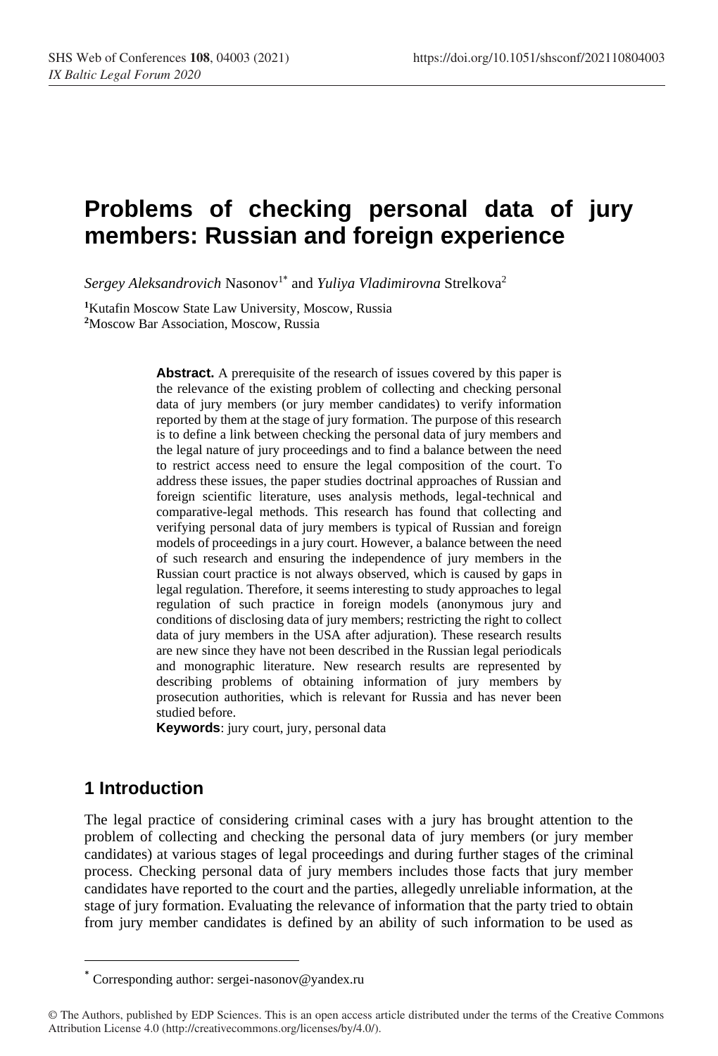# Problems of checking personal data of jury members: Russian and foreign experience

*Sergey Aleksandrovich* Nasonov[1*] and *Yuliya Vladimirovna* Strelkova[2]

[1]Kutafin Moscow State Law University, Moscow, Russia
[2]Moscow Bar Association, Moscow, Russia

**Abstract.** A prerequisite of the research of issues covered by this paper is the relevance of the existing problem of collecting and checking personal data of jury members (or jury member candidates) to verify information reported by them at the stage of jury formation. The purpose of this research is to define a link between checking the personal data of jury members and the legal nature of jury proceedings and to find a balance between the need to restrict access need to ensure the legal composition of the court. To address these issues, the paper studies doctrinal approaches of Russian and foreign scientific literature, uses analysis methods, legal-technical and comparative-legal methods. This research has found that collecting and verifying personal data of jury members is typical of Russian and foreign models of proceedings in a jury court. However, a balance between the need of such research and ensuring the independence of jury members in the Russian court practice is not always observed, which is caused by gaps in legal regulation. Therefore, it seems interesting to study approaches to legal regulation of such practice in foreign models (anonymous jury and conditions of disclosing data of jury members; restricting the right to collect data of jury members in the USA after adjuration). These research results are new since they have not been described in the Russian legal periodicals and monographic literature. New research results are represented by describing problems of obtaining information of jury members by prosecution authorities, which is relevant for Russia and has never been studied before.

**Keywords**: jury court, jury, personal data

## 1 Introduction

The legal practice of considering criminal cases with a jury has brought attention to the problem of collecting and checking the personal data of jury members (or jury member candidates) at various stages of legal proceedings and during further stages of the criminal process. Checking personal data of jury members includes those facts that jury member candidates have reported to the court and the parties, allegedly unreliable information, at the stage of jury formation. Evaluating the relevance of information that the party tried to obtain from jury member candidates is defined by an ability of such information to be used as

---

[*] Corresponding author: sergei-nasonov@yandex.ru

© The Authors, published by EDP Sciences. This is an open access article distributed under the terms of the Creative Commons Attribution License 4.0 (http://creativecommons.org/licenses/by/4.0/).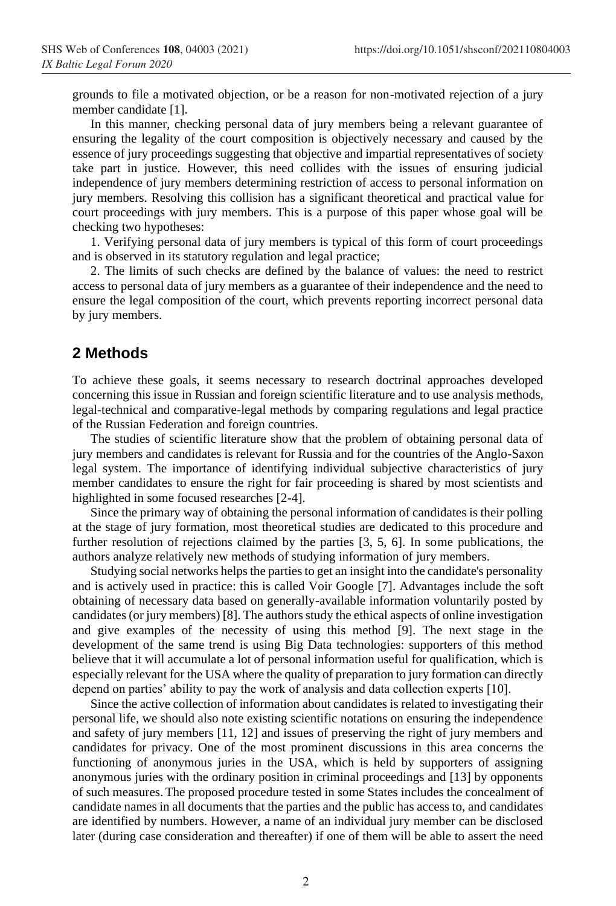grounds to file a motivated objection, or be a reason for non-motivated rejection of a jury member candidate [1].

In this manner, checking personal data of jury members being a relevant guarantee of ensuring the legality of the court composition is objectively necessary and caused by the essence of jury proceedings suggesting that objective and impartial representatives of society take part in justice. However, this need collides with the issues of ensuring judicial independence of jury members determining restriction of access to personal information on jury members. Resolving this collision has a significant theoretical and practical value for court proceedings with jury members. This is a purpose of this paper whose goal will be checking two hypotheses:

1. Verifying personal data of jury members is typical of this form of court proceedings and is observed in its statutory regulation and legal practice;

2. The limits of such checks are defined by the balance of values: the need to restrict access to personal data of jury members as a guarantee of their independence and the need to ensure the legal composition of the court, which prevents reporting incorrect personal data by jury members.

## 2 Methods

To achieve these goals, it seems necessary to research doctrinal approaches developed concerning this issue in Russian and foreign scientific literature and to use analysis methods, legal-technical and comparative-legal methods by comparing regulations and legal practice of the Russian Federation and foreign countries.

The studies of scientific literature show that the problem of obtaining personal data of jury members and candidates is relevant for Russia and for the countries of the Anglo-Saxon legal system. The importance of identifying individual subjective characteristics of jury member candidates to ensure the right for fair proceeding is shared by most scientists and highlighted in some focused researches [2-4].

Since the primary way of obtaining the personal information of candidates is their polling at the stage of jury formation, most theoretical studies are dedicated to this procedure and further resolution of rejections claimed by the parties [3, 5, 6]. In some publications, the authors analyze relatively new methods of studying information of jury members.

Studying social networks helps the parties to get an insight into the candidate's personality and is actively used in practice: this is called Voir Google [7]. Advantages include the soft obtaining of necessary data based on generally-available information voluntarily posted by candidates (or jury members) [8]. The authors study the ethical aspects of online investigation and give examples of the necessity of using this method [9]. The next stage in the development of the same trend is using Big Data technologies: supporters of this method believe that it will accumulate a lot of personal information useful for qualification, which is especially relevant for the USA where the quality of preparation to jury formation can directly depend on parties' ability to pay the work of analysis and data collection experts [10].

Since the active collection of information about candidates is related to investigating their personal life, we should also note existing scientific notations on ensuring the independence and safety of jury members [11, 12] and issues of preserving the right of jury members and candidates for privacy. One of the most prominent discussions in this area concerns the functioning of anonymous juries in the USA, which is held by supporters of assigning anonymous juries with the ordinary position in criminal proceedings and [13] by opponents of such measures. The proposed procedure tested in some States includes the concealment of candidate names in all documents that the parties and the public has access to, and candidates are identified by numbers. However, a name of an individual jury member can be disclosed later (during case consideration and thereafter) if one of them will be able to assert the need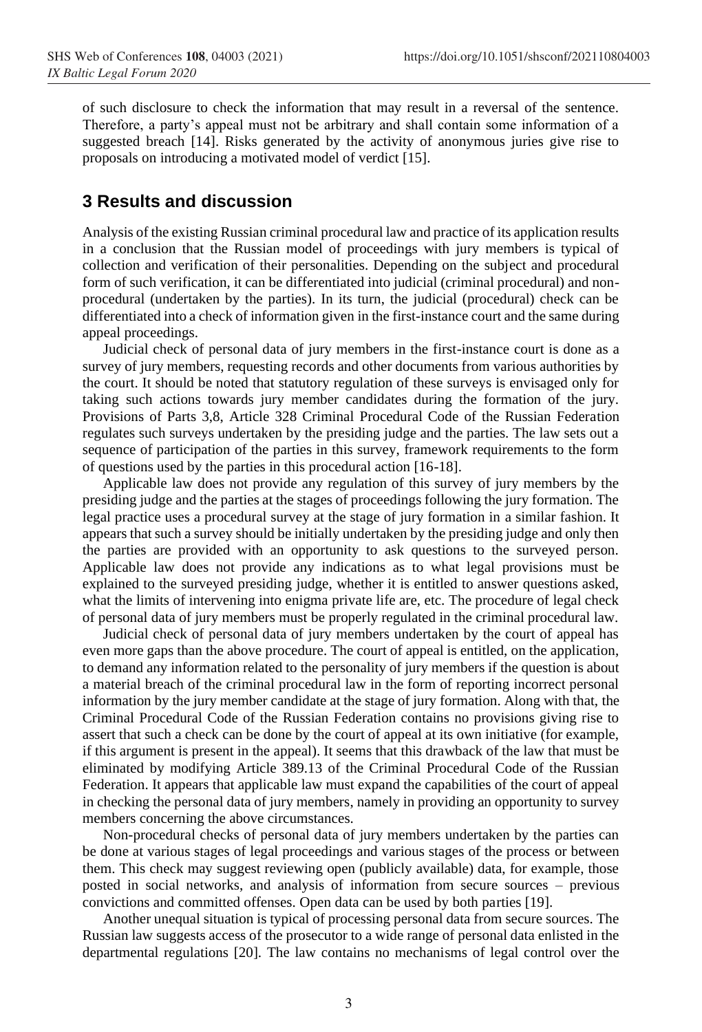of such disclosure to check the information that may result in a reversal of the sentence. Therefore, a party's appeal must not be arbitrary and shall contain some information of a suggested breach [14]. Risks generated by the activity of anonymous juries give rise to proposals on introducing a motivated model of verdict [15].

## 3 Results and discussion

Analysis of the existing Russian criminal procedural law and practice of its application results in a conclusion that the Russian model of proceedings with jury members is typical of collection and verification of their personalities. Depending on the subject and procedural form of such verification, it can be differentiated into judicial (criminal procedural) and non-procedural (undertaken by the parties). In its turn, the judicial (procedural) check can be differentiated into a check of information given in the first-instance court and the same during appeal proceedings.

Judicial check of personal data of jury members in the first-instance court is done as a survey of jury members, requesting records and other documents from various authorities by the court. It should be noted that statutory regulation of these surveys is envisaged only for taking such actions towards jury member candidates during the formation of the jury. Provisions of Parts 3,8, Article 328 Criminal Procedural Code of the Russian Federation regulates such surveys undertaken by the presiding judge and the parties. The law sets out a sequence of participation of the parties in this survey, framework requirements to the form of questions used by the parties in this procedural action [16-18].

Applicable law does not provide any regulation of this survey of jury members by the presiding judge and the parties at the stages of proceedings following the jury formation. The legal practice uses a procedural survey at the stage of jury formation in a similar fashion. It appears that such a survey should be initially undertaken by the presiding judge and only then the parties are provided with an opportunity to ask questions to the surveyed person. Applicable law does not provide any indications as to what legal provisions must be explained to the surveyed presiding judge, whether it is entitled to answer questions asked, what the limits of intervening into enigma private life are, etc. The procedure of legal check of personal data of jury members must be properly regulated in the criminal procedural law.

Judicial check of personal data of jury members undertaken by the court of appeal has even more gaps than the above procedure. The court of appeal is entitled, on the application, to demand any information related to the personality of jury members if the question is about a material breach of the criminal procedural law in the form of reporting incorrect personal information by the jury member candidate at the stage of jury formation. Along with that, the Criminal Procedural Code of the Russian Federation contains no provisions giving rise to assert that such a check can be done by the court of appeal at its own initiative (for example, if this argument is present in the appeal). It seems that this drawback of the law that must be eliminated by modifying Article 389.13 of the Criminal Procedural Code of the Russian Federation. It appears that applicable law must expand the capabilities of the court of appeal in checking the personal data of jury members, namely in providing an opportunity to survey members concerning the above circumstances.

Non-procedural checks of personal data of jury members undertaken by the parties can be done at various stages of legal proceedings and various stages of the process or between them. This check may suggest reviewing open (publicly available) data, for example, those posted in social networks, and analysis of information from secure sources – previous convictions and committed offenses. Open data can be used by both parties [19].

Another unequal situation is typical of processing personal data from secure sources. The Russian law suggests access of the prosecutor to a wide range of personal data enlisted in the departmental regulations [20]. The law contains no mechanisms of legal control over the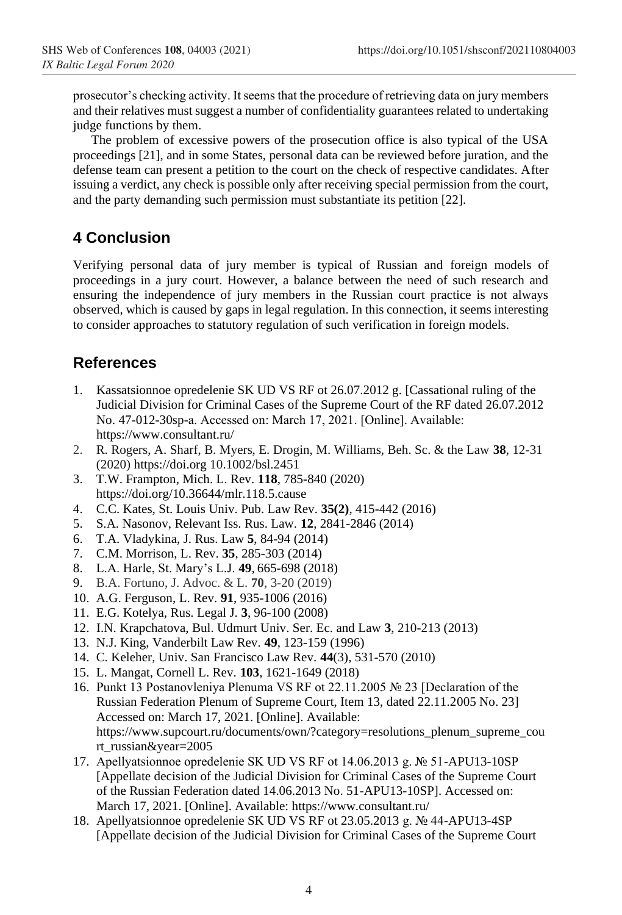prosecutor's checking activity. It seems that the procedure of retrieving data on jury members and their relatives must suggest a number of confidentiality guarantees related to undertaking judge functions by them.

The problem of excessive powers of the prosecution office is also typical of the USA proceedings [21], and in some States, personal data can be reviewed before juration, and the defense team can present a petition to the court on the check of respective candidates. After issuing a verdict, any check is possible only after receiving special permission from the court, and the party demanding such permission must substantiate its petition [22].

## 4 Conclusion

Verifying personal data of jury member is typical of Russian and foreign models of proceedings in a jury court. However, a balance between the need of such research and ensuring the independence of jury members in the Russian court practice is not always observed, which is caused by gaps in legal regulation. In this connection, it seems interesting to consider approaches to statutory regulation of such verification in foreign models.

## References

1. Kassatsionnoe opredelenie SK UD VS RF ot 26.07.2012 g. [Cassational ruling of the Judicial Division for Criminal Cases of the Supreme Court of the RF dated 26.07.2012 No. 47-012-30sp-a. Accessed on: March 17, 2021. [Online]. Available: https://www.consultant.ru/
2. R. Rogers, A. Sharf, B. Myers, E. Drogin, M. Williams, Beh. Sc. & the Law **38**, 12-31 (2020) https://doi.org 10.1002/bsl.2451
3. T.W. Frampton, Mich. L. Rev. **118**, 785-840 (2020) https://doi.org/10.36644/mlr.118.5.cause
4. C.C. Kates, St. Louis Univ. Pub. Law Rev. **35(2)**, 415-442 (2016)
5. S.A. Nasonov, Relevant Iss. Rus. Law. **12**, 2841-2846 (2014)
6. T.A. Vladykina, J. Rus. Law **5**, 84-94 (2014)
7. C.M. Morrison, L. Rev. **35**, 285-303 (2014)
8. L.A. Harle, St. Mary's L.J. **49**, 665-698 (2018)
9. B.A. Fortuno, J. Advoc. & L. **70**, 3-20 (2019)
10. A.G. Ferguson, L. Rev. **91**, 935-1006 (2016)
11. E.G. Kotelya, Rus. Legal J. **3**, 96-100 (2008)
12. I.N. Krapchatova, Bul. Udmurt Univ. Ser. Ec. and Law **3**, 210-213 (2013)
13. N.J. King, Vanderbilt Law Rev. **49**, 123-159 (1996)
14. C. Keleher, Univ. San Francisco Law Rev. **44**(3), 531-570 (2010)
15. L. Mangat, Cornell L. Rev. **103**, 1621-1649 (2018)
16. Punkt 13 Postanovleniya Plenuma VS RF ot 22.11.2005 № 23 [Declaration of the Russian Federation Plenum of Supreme Court, Item 13, dated 22.11.2005 No. 23] Accessed on: March 17, 2021. [Online]. Available: https://www.supcourt.ru/documents/own/?category=resolutions_plenum_supreme_court_russian&year=2005
17. Apellyatsionnoe opredelenie SK UD VS RF ot 14.06.2013 g. № 51-APU13-10SP [Appellate decision of the Judicial Division for Criminal Cases of the Supreme Court of the Russian Federation dated 14.06.2013 No. 51-APU13-10SP]. Accessed on: March 17, 2021. [Online]. Available: https://www.consultant.ru/
18. Apellyatsionnoe opredelenie SK UD VS RF ot 23.05.2013 g. № 44-APU13-4SP [Appellate decision of the Judicial Division for Criminal Cases of the Supreme Court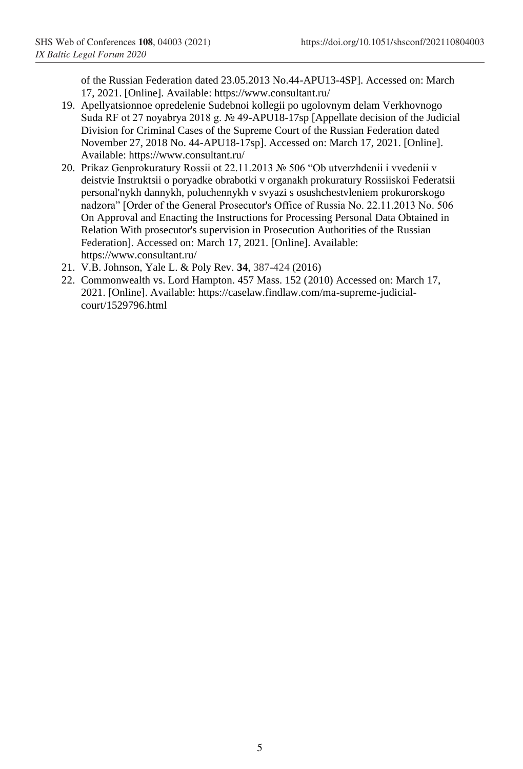of the Russian Federation dated 23.05.2013 No.44-APU13-4SP]. Accessed on: March 17, 2021. [Online]. Available: https://www.consultant.ru/

19. Apellyatsionnoe opredelenie Sudebnoi kollegii po ugolovnym delam Verkhovnogo Suda RF ot 27 noyabrya 2018 g. № 49-APU18-17sp [Appellate decision of the Judicial Division for Criminal Cases of the Supreme Court of the Russian Federation dated November 27, 2018 No. 44-APU18-17sp]. Accessed on: March 17, 2021. [Online]. Available: https://www.consultant.ru/
20. Prikaz Genprokuratury Rossii ot 22.11.2013 № 506 "Ob utverzhdenii i vvedenii v deistvie Instruktsii o poryadke obrabotki v organakh prokuratury Rossiiskoi Federatsii personal'nykh dannykh, poluchennykh v svyazi s osushchestvleniem prokurorskogo nadzora" [Order of the General Prosecutor's Office of Russia No. 22.11.2013 No. 506 On Approval and Enacting the Instructions for Processing Personal Data Obtained in Relation With prosecutor's supervision in Prosecution Authorities of the Russian Federation]. Accessed on: March 17, 2021. [Online]. Available: https://www.consultant.ru/
21. V.B. Johnson, Yale L. & Poly Rev. **34**, 387-424 (2016)
22. Commonwealth vs. Lord Hampton. 457 Mass. 152 (2010) Accessed on: March 17, 2021. [Online]. Available: https://caselaw.findlaw.com/ma-supreme-judicial-court/1529796.html